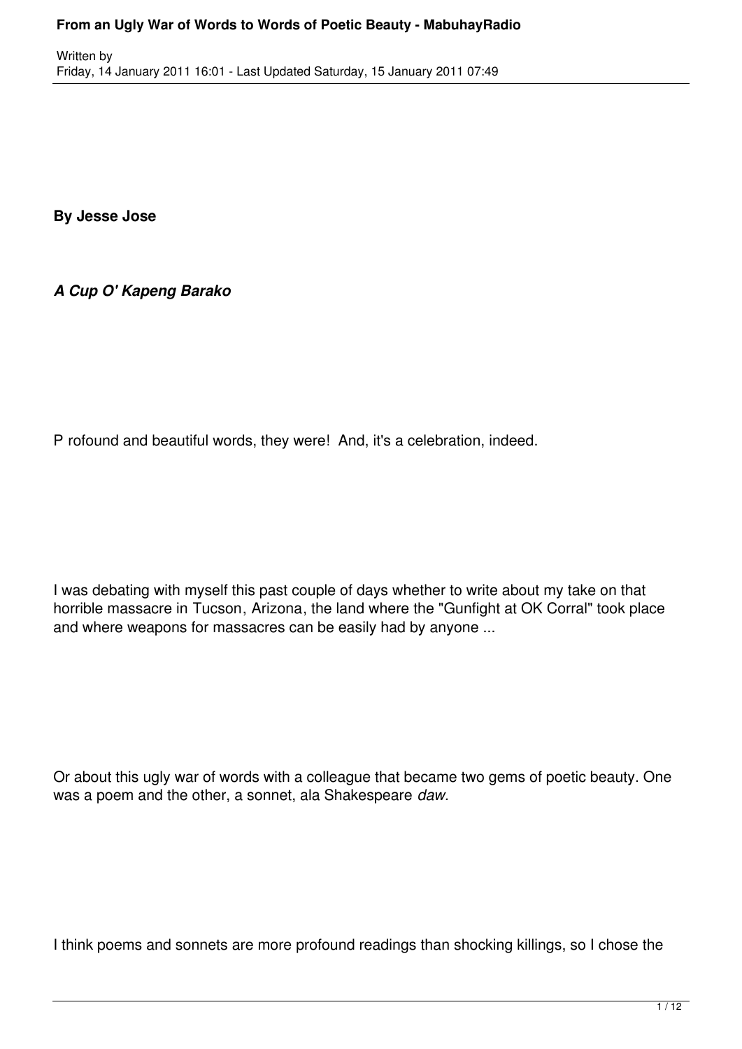**By Jesse Jose**

***A Cup O' Kapeng Barako***

P rofound and beautiful words, they were! And, it's a celebration, indeed.

I was debating with myself this past couple of days whether to write about my take on that horrible massacre in Tucson, Arizona, the land where the "Gunfight at OK Corral" took place and where weapons for massacres can be easily had by anyone ...

Or about this ugly war of words with a colleague that became two gems of poetic beauty. One was a poem and the other, a sonnet, ala Shakespeare *daw.*

I think poems and sonnets are more profound readings than shocking killings, so I chose the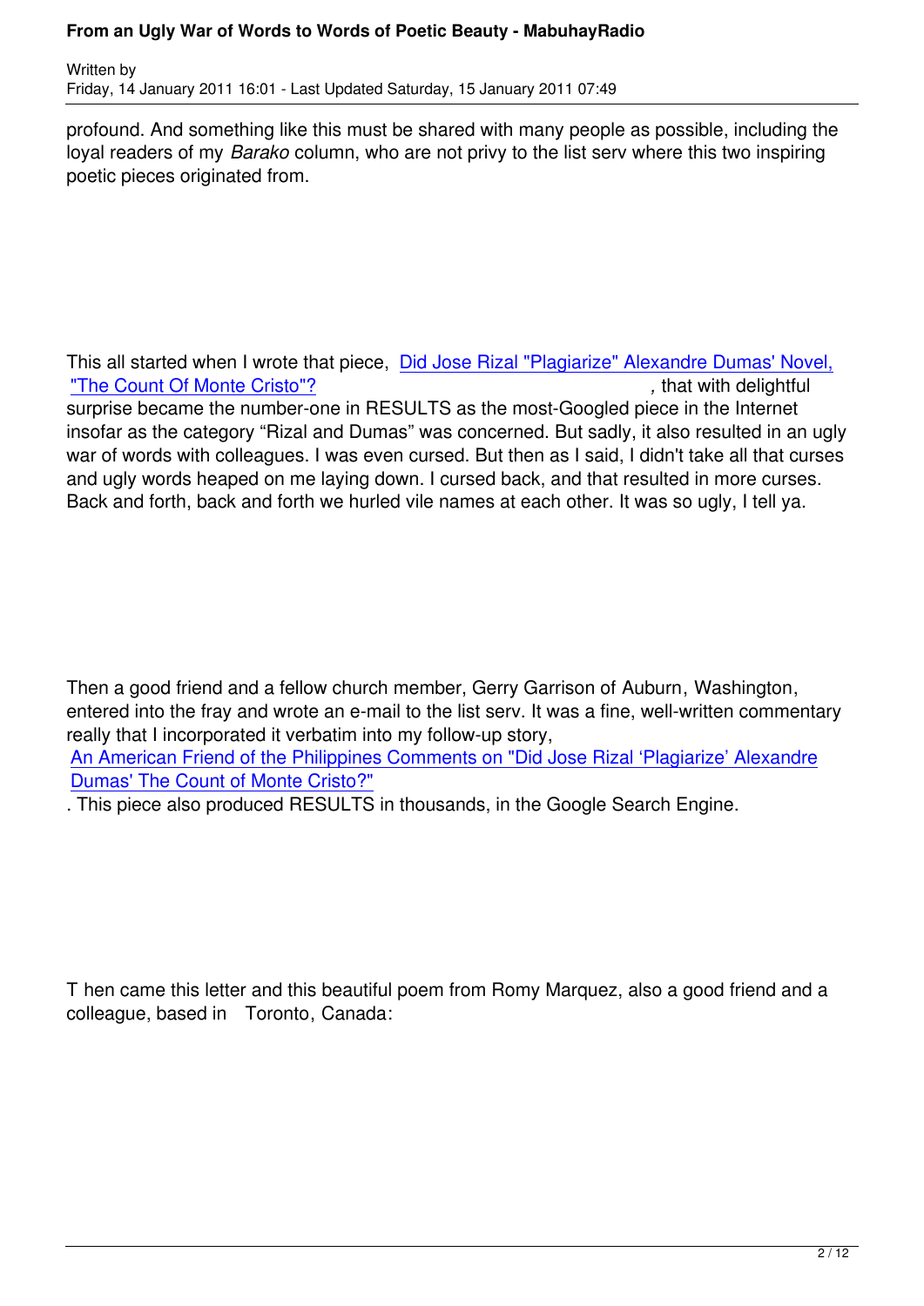profound. And something like this must be shared with many people as possible, including the loyal readers of my *Barako* column, who are not privy to the list serv where this two inspiring poetic pieces originated from.

This all started when I wrote that piece, [Did Jose Rizal "Plagiarize" Alexandre Dumas' Novel, "The Count Of Monte Cristo"?](), that with delightful surprise became the number-one in RESULTS as the most-Googled piece in the Internet insofar as the category "Rizal and Dumas" was concerned. But sadly, it also resulted in an ugly war of words with colleagues. I was even cursed. But then as I said, I didn't take all that curses and ugly words heaped on me laying down. I cursed back, and that resulted in more curses. Back and forth, back and forth we hurled vile names at each other. It was so ugly, I tell ya.

Then a good friend and a fellow church member, Gerry Garrison of Auburn, Washington, entered into the fray and wrote an e-mail to the list serv. It was a fine, well-written commentary really that I incorporated it verbatim into my follow-up story, [An American Friend of the Philippines Comments on "Did Jose Rizal 'Plagiarize' Alexandre Dumas' The Count of Monte Cristo?"](). This piece also produced RESULTS in thousands, in the Google Search Engine.

T hen came this letter and this beautiful poem from Romy Marquez, also a good friend and a colleague, based in Toronto, Canada: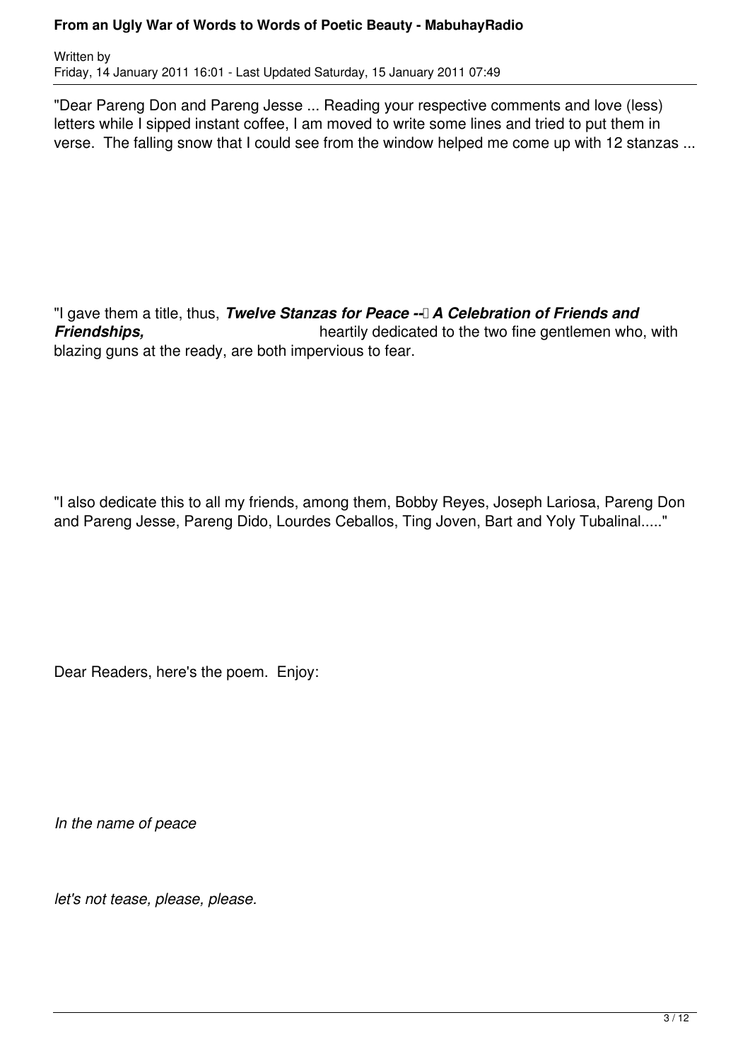"Dear Pareng Don and Pareng Jesse ... Reading your respective comments and love (less) letters while I sipped instant coffee, I am moved to write some lines and tried to put them in verse. The falling snow that I could see from the window helped me come up with 12 stanzas ...

"I gave them a title, thus, ***Twelve Stanzas for Peace -- A Celebration of Friends and Friendships,*** heartily dedicated to the two fine gentlemen who, with blazing guns at the ready, are both impervious to fear.

"I also dedicate this to all my friends, among them, Bobby Reyes, Joseph Lariosa, Pareng Don and Pareng Jesse, Pareng Dido, Lourdes Ceballos, Ting Joven, Bart and Yoly Tubalinal....."

Dear Readers, here's the poem. Enjoy:

*In the name of peace*

*let's not tease, please, please.*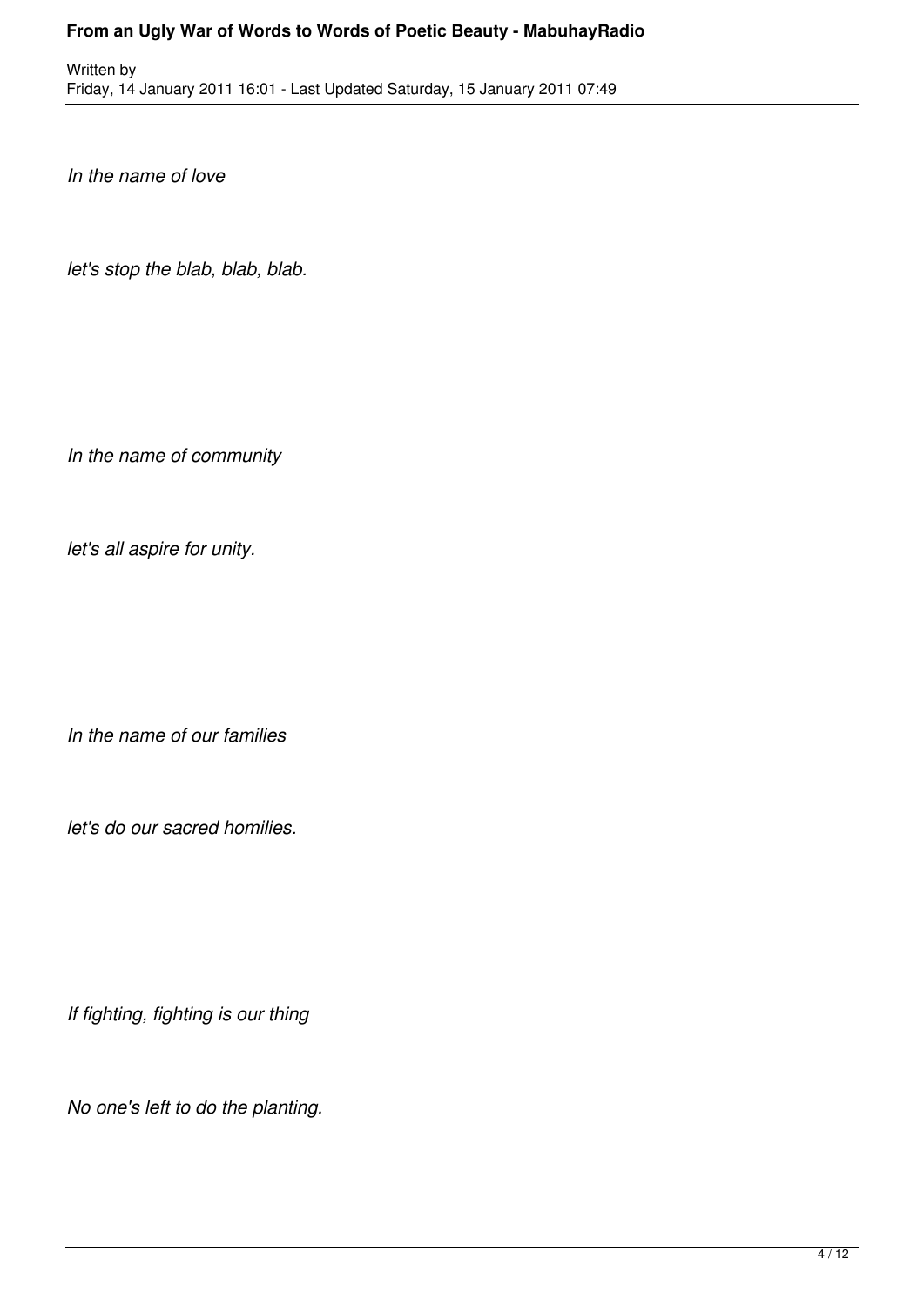*In the name of love*

*let's stop the blab, blab, blab.*

*In the name of community*

*let's all aspire for unity.*

*In the name of our families*

*let's do our sacred homilies.*

*If fighting, fighting is our thing*

*No one's left to do the planting.*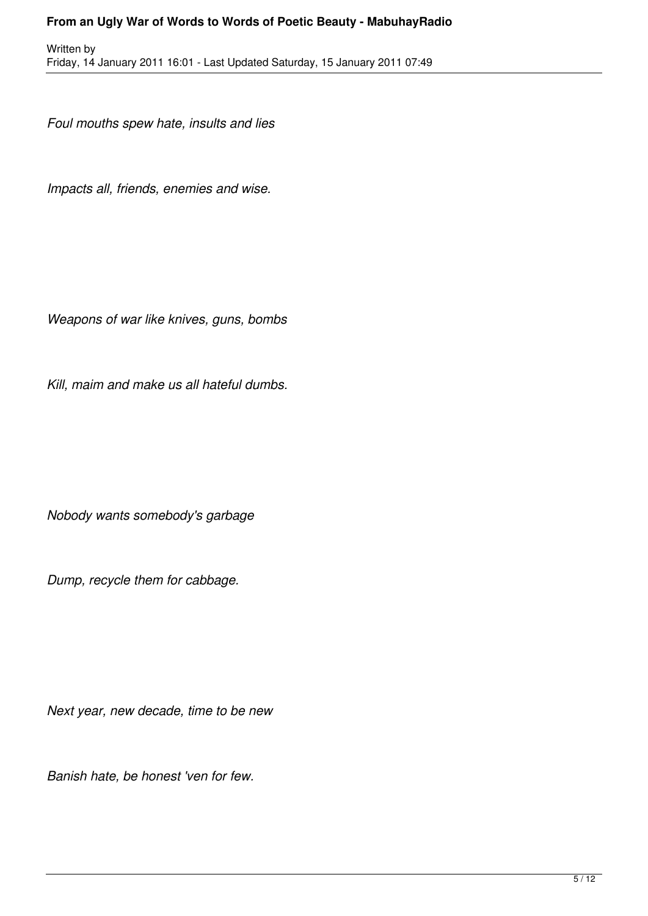*Foul mouths spew hate, insults and lies*

*Impacts all, friends, enemies and wise.*

*Weapons of war like knives, guns, bombs*

*Kill, maim and make us all hateful dumbs.*

*Nobody wants somebody's garbage*

*Dump, recycle them for cabbage.*

*Next year, new decade, time to be new*

*Banish hate, be honest 'ven for few.*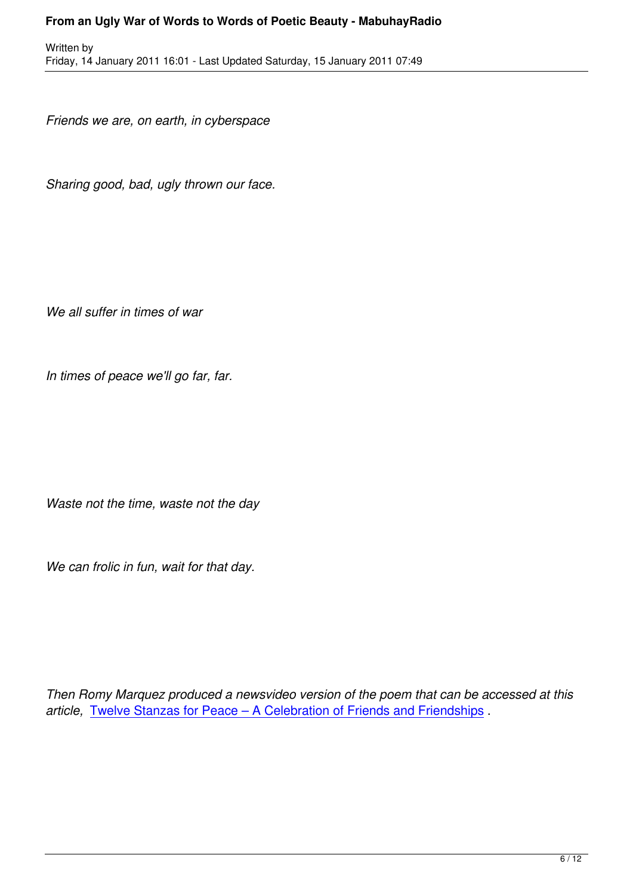*Friends we are, on earth, in cyberspace*

*Sharing good, bad, ugly thrown our face.*

*We all suffer in times of war*

*In times of peace we'll go far, far.*

*Waste not the time, waste not the day*

*We can frolic in fun, wait for that day.*

*Then Romy Marquez produced a newsvideo version of the poem that can be accessed at this article,* Twelve Stanzas for Peace – A Celebration of Friends and Friendships .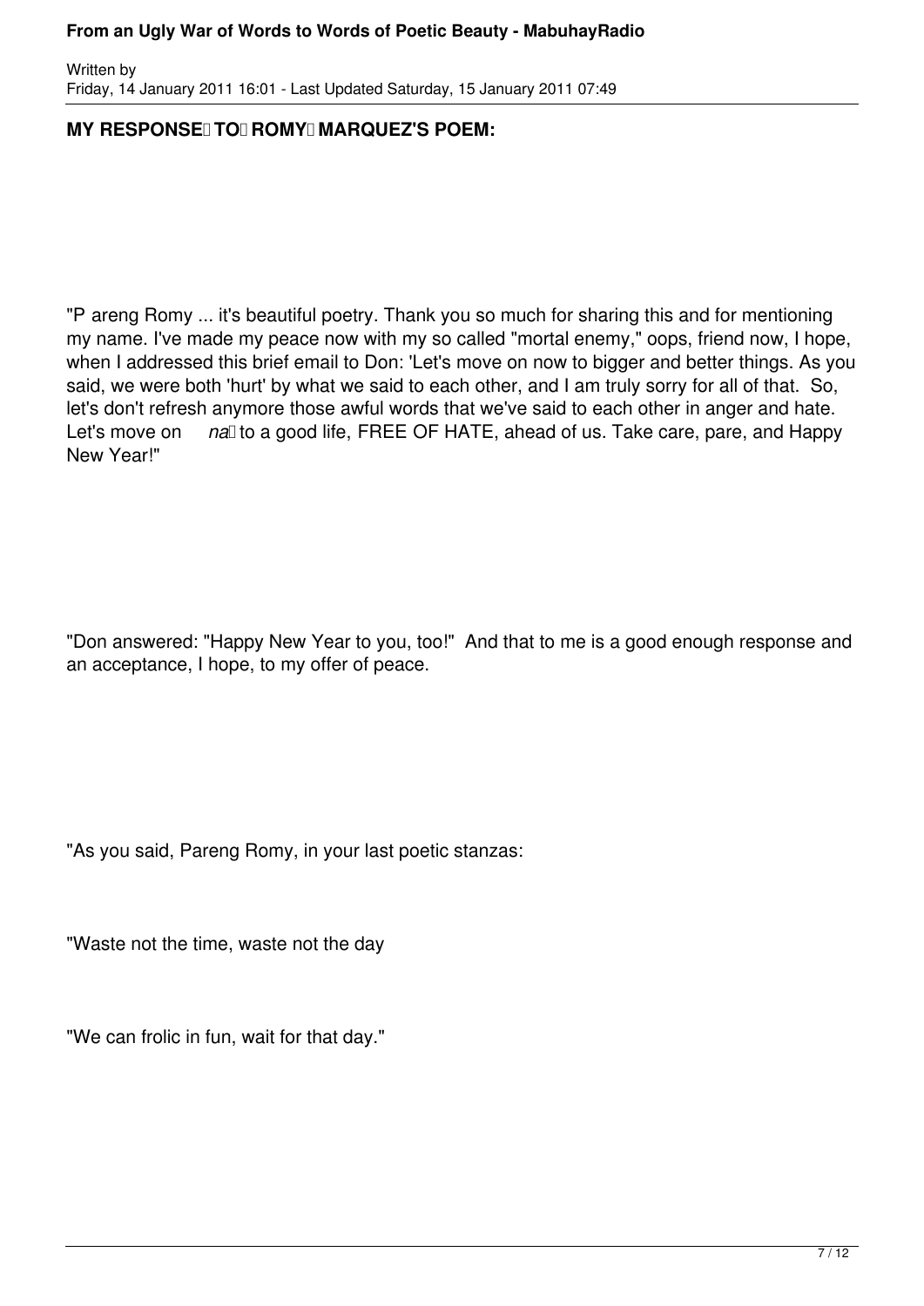**MY RESPONSE TO ROMY MARQUEZ'S POEM:**

"P areng Romy ... it's beautiful poetry. Thank you so much for sharing this and for mentioning my name. I've made my peace now with my so called "mortal enemy," oops, friend now, I hope, when I addressed this brief email to Don: 'Let's move on now to bigger and better things. As you said, we were both 'hurt' by what we said to each other, and I am truly sorry for all of that. So, let's don't refresh anymore those awful words that we've said to each other in anger and hate. Let's move on *na* to a good life, FREE OF HATE, ahead of us. Take care, pare, and Happy New Year!"

"Don answered: "Happy New Year to you, too!" And that to me is a good enough response and an acceptance, I hope, to my offer of peace.

"As you said, Pareng Romy, in your last poetic stanzas:

"Waste not the time, waste not the day

"We can frolic in fun, wait for that day."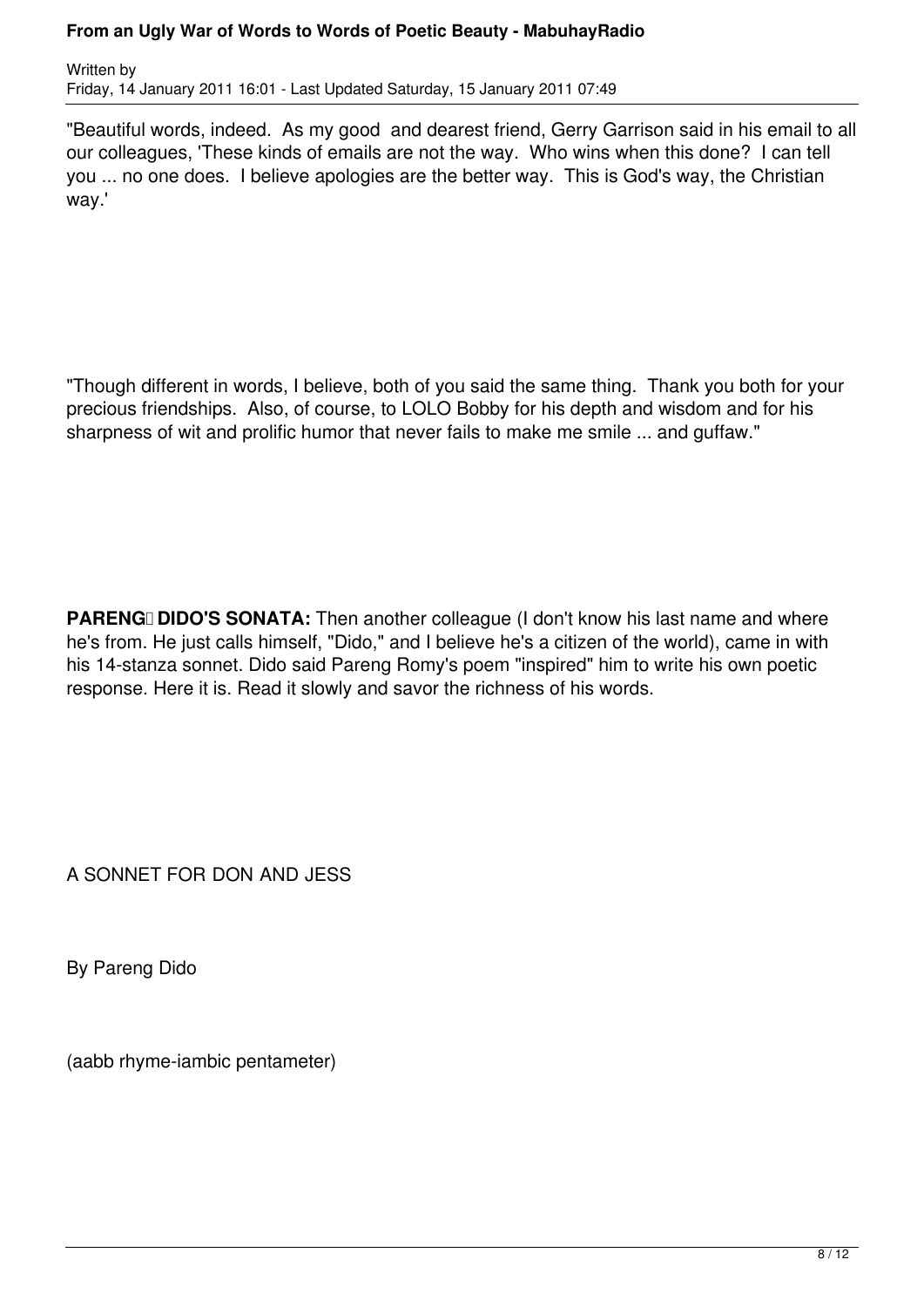"Beautiful words, indeed. As my good and dearest friend, Gerry Garrison said in his email to all our colleagues, 'These kinds of emails are not the way. Who wins when this done? I can tell you ... no one does. I believe apologies are the better way. This is God's way, the Christian way.'

"Though different in words, I believe, both of you said the same thing. Thank you both for your precious friendships. Also, of course, to LOLO Bobby for his depth and wisdom and for his sharpness of wit and prolific humor that never fails to make me smile ... and guffaw."

**PARENG DIDO'S SONATA:** Then another colleague (I don't know his last name and where he's from. He just calls himself, "Dido," and I believe he's a citizen of the world), came in with his 14-stanza sonnet. Dido said Pareng Romy's poem "inspired" him to write his own poetic response. Here it is. Read it slowly and savor the richness of his words.

A SONNET FOR DON AND JESS

By Pareng Dido

(aabb rhyme-iambic pentameter)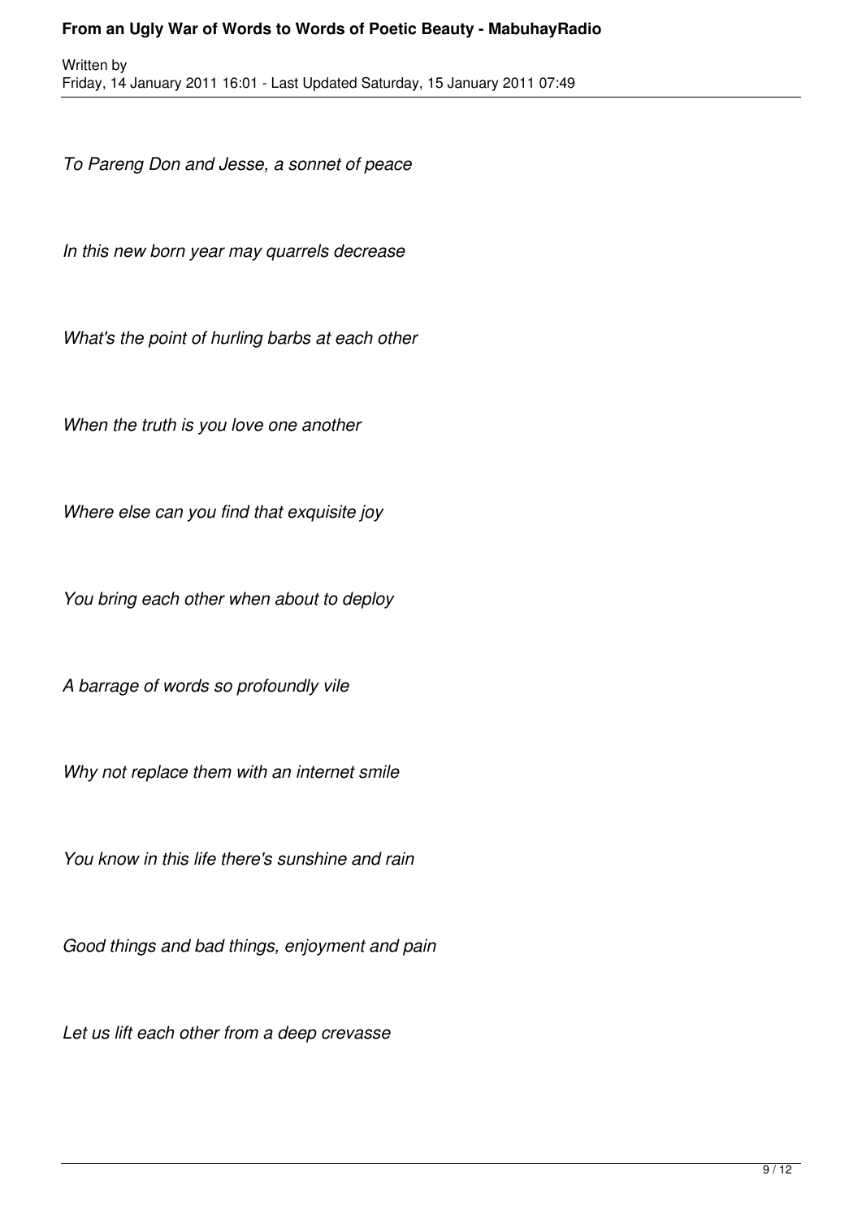*To Pareng Don and Jesse, a sonnet of peace*

*In this new born year may quarrels decrease*

*What's the point of hurling barbs at each other*

*When the truth is you love one another*

*Where else can you find that exquisite joy*

*You bring each other when about to deploy*

*A barrage of words so profoundly vile*

*Why not replace them with an internet smile*

*You know in this life there's sunshine and rain*

*Good things and bad things, enjoyment and pain*

*Let us lift each other from a deep crevasse*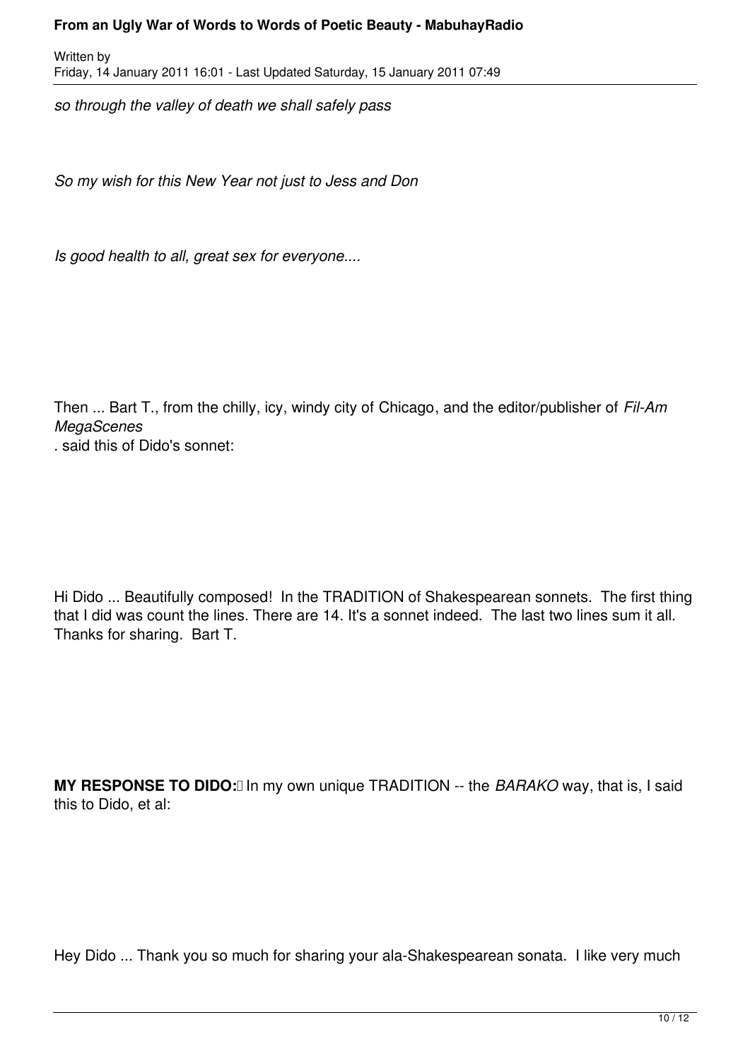*so through the valley of death we shall safely pass*

*So my wish for this New Year not just to Jess and Don*

*Is good health to all, great sex for everyone....*

Then ... Bart T., from the chilly, icy, windy city of Chicago, and the editor/publisher of *Fil-Am MegaScenes*
. said this of Dido's sonnet:

Hi Dido ... Beautifully composed! In the TRADITION of Shakespearean sonnets. The first thing that I did was count the lines. There are 14. It's a sonnet indeed. The last two lines sum it all. Thanks for sharing. Bart T.

**MY RESPONSE TO DIDO:** In my own unique TRADITION -- the *BARAKO* way, that is, I said this to Dido, et al:

Hey Dido ... Thank you so much for sharing your ala-Shakespearean sonata. I like very much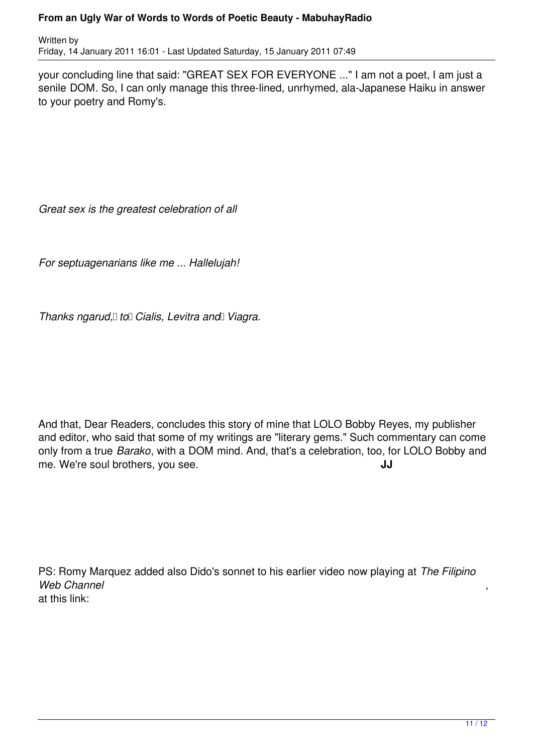your concluding line that said: "GREAT SEX FOR EVERYONE ..." I am not a poet, I am just a senile DOM. So, I can only manage this three-lined, unrhymed, ala-Japanese Haiku in answer to your poetry and Romy's.

*Great sex is the greatest celebration of all*

*For septuagenarians like me ... Hallelujah!*

*Thanks ngarud, to Cialis, Levitra and Viagra.*

And that, Dear Readers, concludes this story of mine that LOLO Bobby Reyes, my publisher and editor, who said that some of my writings are "literary gems." Such commentary can come only from a true *Barako*, with a DOM mind. And, that's a celebration, too, for LOLO Bobby and me. We're soul brothers, you see. **JJ**

PS: Romy Marquez added also Dido's sonnet to his earlier video now playing at *The Filipino Web Channel*, at this link: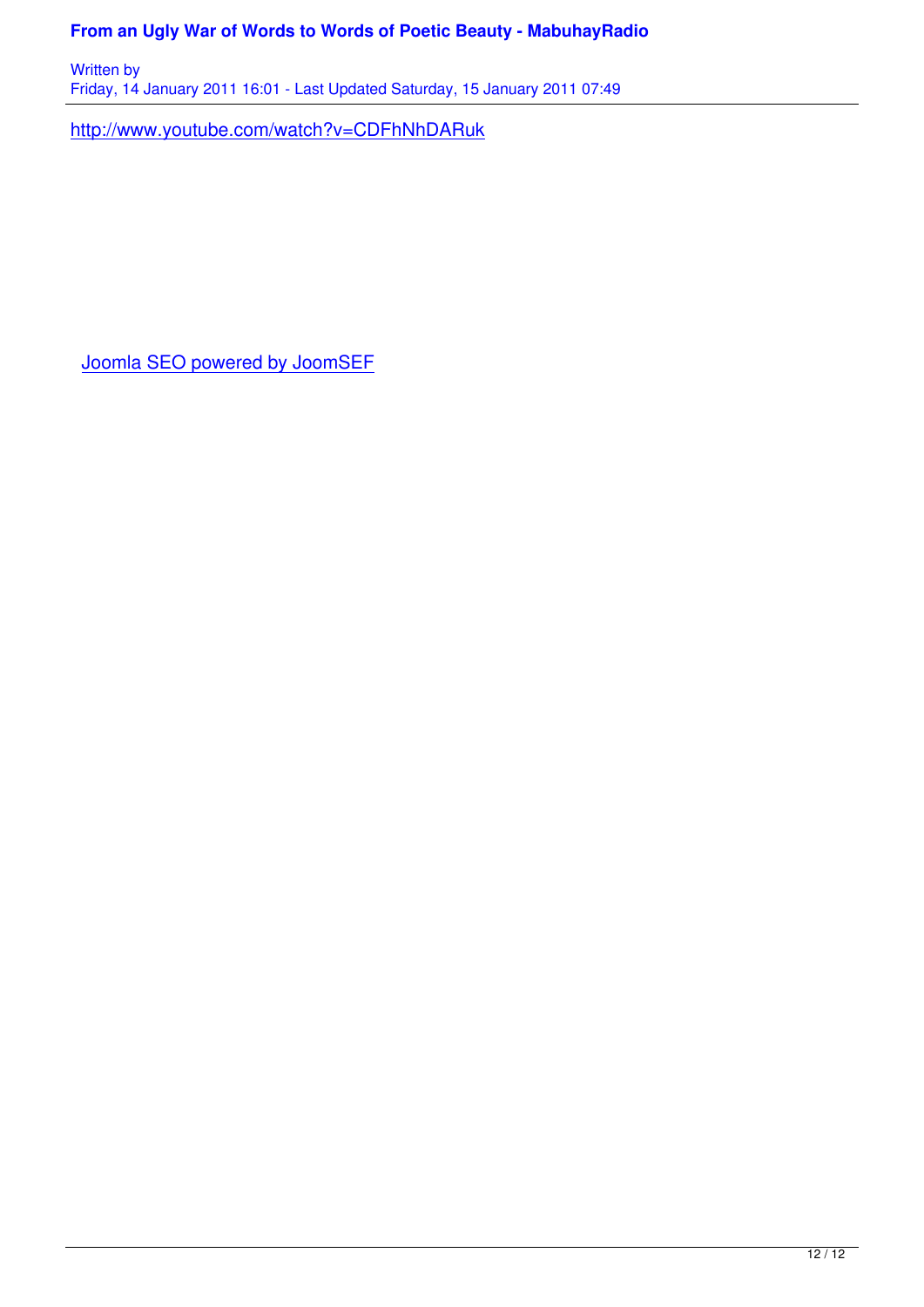http://www.youtube.com/watch?v=CDFhNhDARuk

Joomla SEO powered by JoomSEF